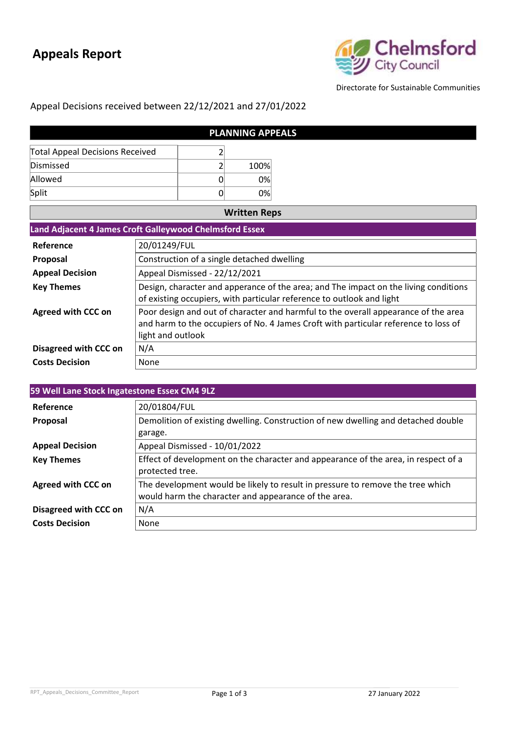# Appeals Report

Chelmsford City Council

Directorate for Sustainable Communities

Appeal Decisions received between 22/12/2021 and 27/01/2022

## PLANNING APPEALS

| | | |
|---|---|---|
| Total Appeal Decisions Received | 2 | |
| Dismissed | 2 | 100% |
| Allowed | 0 | 0% |
| Split | 0 | 0% |

### Written Reps

**Land Adjacent 4 James Croft Galleywood Chelmsford Essex**

| | |
|---|---|
| **Reference** | 20/01249/FUL |
| **Proposal** | Construction of a single detached dwelling |
| **Appeal Decision** | Appeal Dismissed - 22/12/2021 |
| **Key Themes** | Design, character and apperance of the area; and The impact on the living conditions of existing occupiers, with particular reference to outlook and light |
| **Agreed with CCC on** | Poor design and out of character and harmful to the overall appearance of the area and harm to the occupiers of No. 4 James Croft with particular reference to loss of light and outlook |
| **Disagreed with CCC on** | N/A |
| **Costs Decision** | None |

**59 Well Lane Stock Ingatestone Essex CM4 9LZ**

| | |
|---|---|
| **Reference** | 20/01804/FUL |
| **Proposal** | Demolition of existing dwelling. Construction of new dwelling and detached double garage. |
| **Appeal Decision** | Appeal Dismissed - 10/01/2022 |
| **Key Themes** | Effect of development on the character and appearance of the area, in respect of a protected tree. |
| **Agreed with CCC on** | The development would be likely to result in pressure to remove the tree which would harm the character and appearance of the area. |
| **Disagreed with CCC on** | N/A |
| **Costs Decision** | None |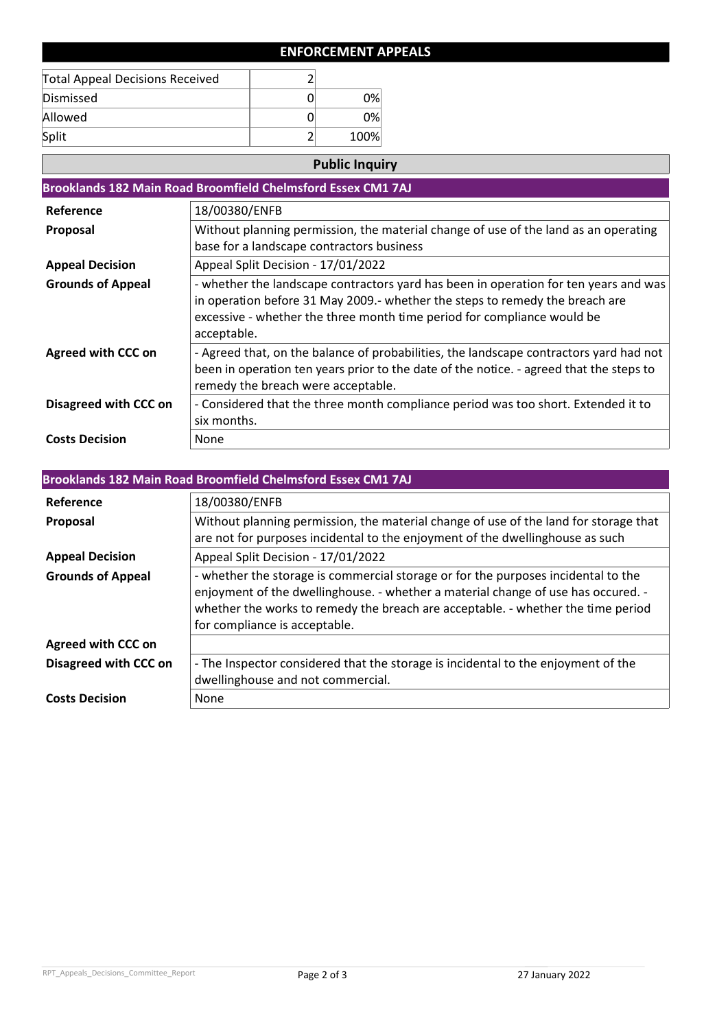## ENFORCEMENT APPEALS

| Total Appeal Decisions Received | 2 | |
|---|---|---|
| Dismissed | 0 | 0% |
| Allowed | 0 | 0% |
| Split | 2 | 100% |

### Public Inquiry

#### Brooklands 182 Main Road Broomfield Chelmsford Essex CM1 7AJ

| | |
|---|---|
| **Reference** | 18/00380/ENFB |
| **Proposal** | Without planning permission, the material change of use of the land as an operating base for a landscape contractors business |
| **Appeal Decision** | Appeal Split Decision - 17/01/2022 |
| **Grounds of Appeal** | - whether the landscape contractors yard has been in operation for ten years and was in operation before 31 May 2009.- whether the steps to remedy the breach are excessive - whether the three month time period for compliance would be acceptable. |
| **Agreed with CCC on** | - Agreed that, on the balance of probabilities, the landscape contractors yard had not been in operation ten years prior to the date of the notice. - agreed that the steps to remedy the breach were acceptable. |
| **Disagreed with CCC on** | - Considered that the three month compliance period was too short. Extended it to six months. |
| **Costs Decision** | None |

#### Brooklands 182 Main Road Broomfield Chelmsford Essex CM1 7AJ

| | |
|---|---|
| **Reference** | 18/00380/ENFB |
| **Proposal** | Without planning permission, the material change of use of the land for storage that are not for purposes incidental to the enjoyment of the dwellinghouse as such |
| **Appeal Decision** | Appeal Split Decision - 17/01/2022 |
| **Grounds of Appeal** | - whether the storage is commercial storage or for the purposes incidental to the enjoyment of the dwellinghouse. - whether a material change of use has occured. - whether the works to remedy the breach are acceptable. - whether the time period for compliance is acceptable. |
| **Agreed with CCC on** | |
| **Disagreed with CCC on** | - The Inspector considered that the storage is incidental to the enjoyment of the dwellinghouse and not commercial. |
| **Costs Decision** | None |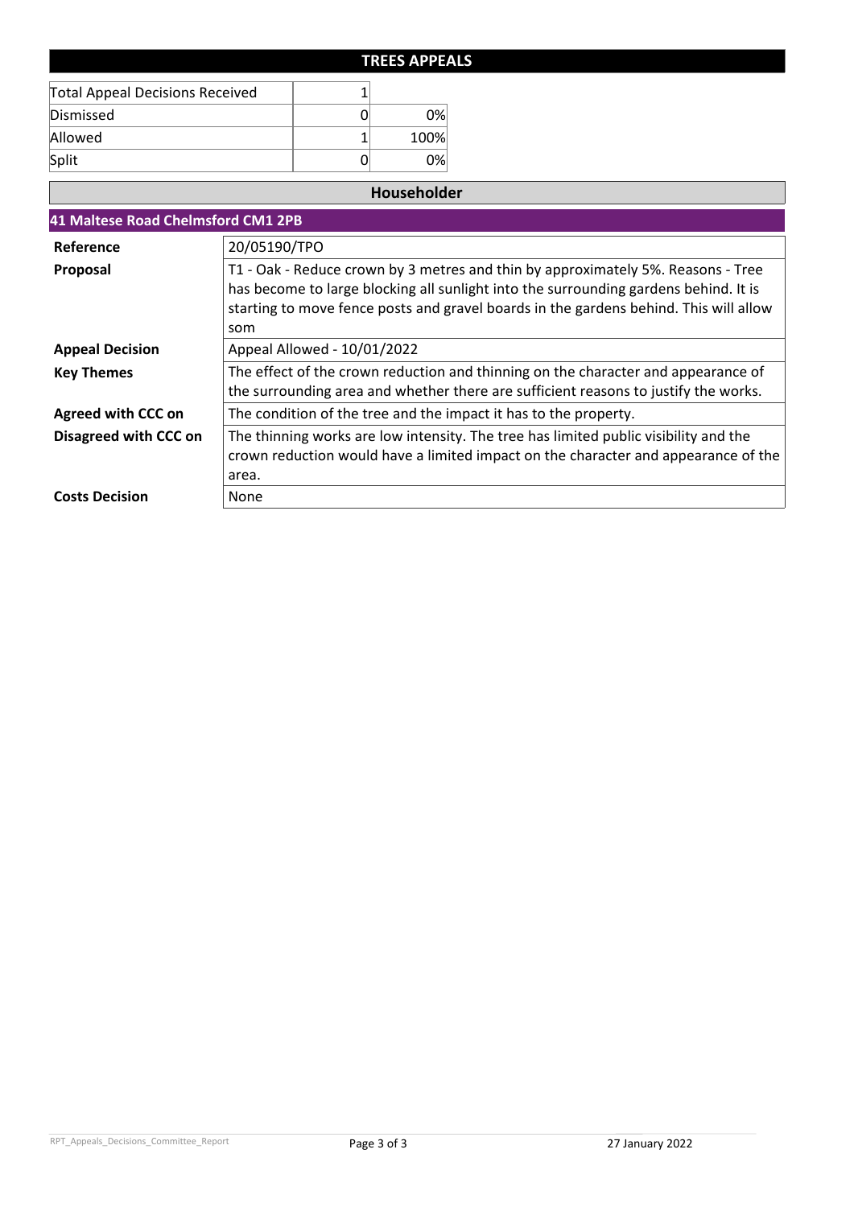## TREES APPEALS

| | | |
|---|---|---|
| Total Appeal Decisions Received | 1 | |
| Dismissed | 0 | 0% |
| Allowed | 1 | 100% |
| Split | 0 | 0% |

### Householder

#### 41 Maltese Road Chelmsford CM1 2PB

| | |
|---|---|
| **Reference** | 20/05190/TPO |
| **Proposal** | T1 - Oak - Reduce crown by 3 metres and thin by approximately 5%. Reasons - Tree has become to large blocking all sunlight into the surrounding gardens behind. It is starting to move fence posts and gravel boards in the gardens behind. This will allow som |
| **Appeal Decision** | Appeal Allowed - 10/01/2022 |
| **Key Themes** | The effect of the crown reduction and thinning on the character and appearance of the surrounding area and whether there are sufficient reasons to justify the works. |
| **Agreed with CCC on** | The condition of the tree and the impact it has to the property. |
| **Disagreed with CCC on** | The thinning works are low intensity. The tree has limited public visibility and the crown reduction would have a limited impact on the character and appearance of the area. |
| **Costs Decision** | None |